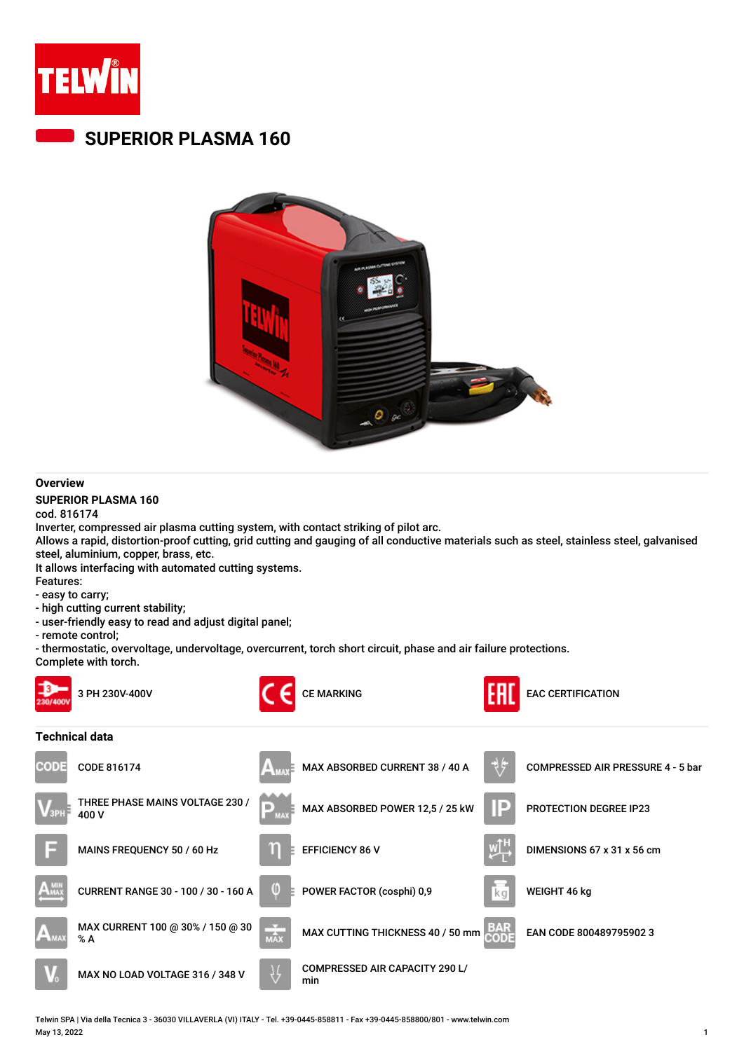# SUPERIOR PLASMA 160

## Overview

**SUPERIOR PLASMA 160**

cod. 816174

Inverter, compressed air plasma cutting system, with contact striking of pilot arc.

Allows a rapid, distortion-proof cutting, grid cutting and gauging of all conductive materials such as steel, stainless steel, galvanised steel, aluminium, copper, brass, etc.

It allows interfacing with automated cutting systems.

Features:

- easy to carry;
- high cutting current stability;
- user-friendly easy to read and adjust digital panel;
- remote control;
- thermostatic, overvoltage, undervoltage, overcurrent, torch short circuit, phase and air failure protections.

Complete with torch.

| | | |
|---|---|---|
| 3 PH 230V-400V | CE MARKING | EAC CERTIFICATION |

## Technical data

| | | |
|---|---|---|
| CODE 816174 | MAX ABSORBED CURRENT 38 / 40 A | COMPRESSED AIR PRESSURE 4 - 5 bar |
| THREE PHASE MAINS VOLTAGE 230 / 400 V | MAX ABSORBED POWER 12,5 / 25 kW | PROTECTION DEGREE IP23 |
| MAINS FREQUENCY 50 / 60 Hz | EFFICIENCY 86 V | DIMENSIONS 67 x 31 x 56 cm |
| CURRENT RANGE 30 - 100 / 30 - 160 A | POWER FACTOR (cosphi) 0,9 | WEIGHT 46 kg |
| MAX CURRENT 100 @ 30% / 150 @ 30 % A | MAX CUTTING THICKNESS 40 / 50 mm | EAN CODE 800489795902 3 |
| MAX NO LOAD VOLTAGE 316 / 348 V | COMPRESSED AIR CAPACITY 290 L/min | |

Telwin SPA | Via della Tecnica 3 - 36030 VILLAVERLA (VI) ITALY - Tel. +39-0445-858811 - Fax +39-0445-858800/801 - www.telwin.com

May 13, 2022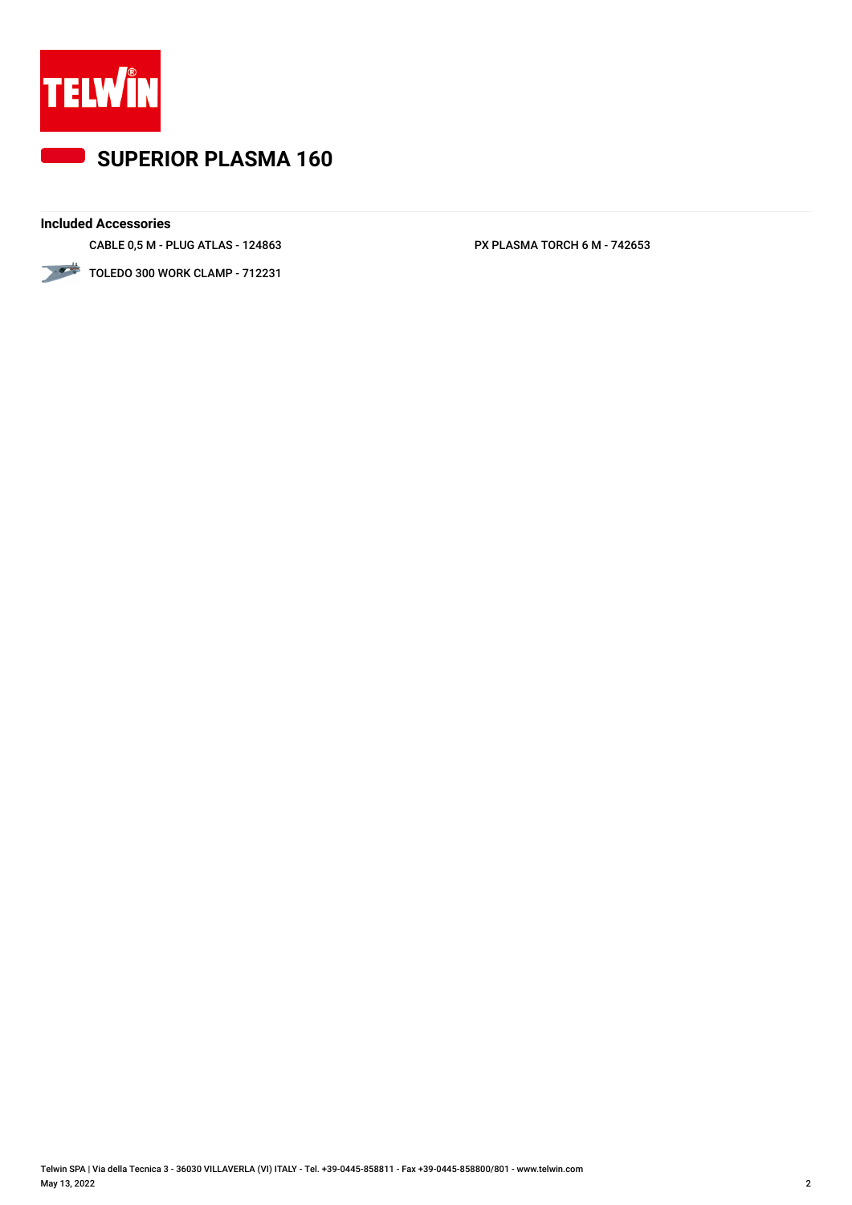# SUPERIOR PLASMA 160

## Included Accessories

- CABLE 0,5 M - PLUG ATLAS - 124863
- PX PLASMA TORCH 6 M - 742653
- TOLEDO 300 WORK CLAMP - 712231

Telwin SPA | Via della Tecnica 3 - 36030 VILLAVERLA (VI) ITALY - Tel. +39-0445-858811 - Fax +39-0445-858800/801 - www.telwin.com
May 13, 2022